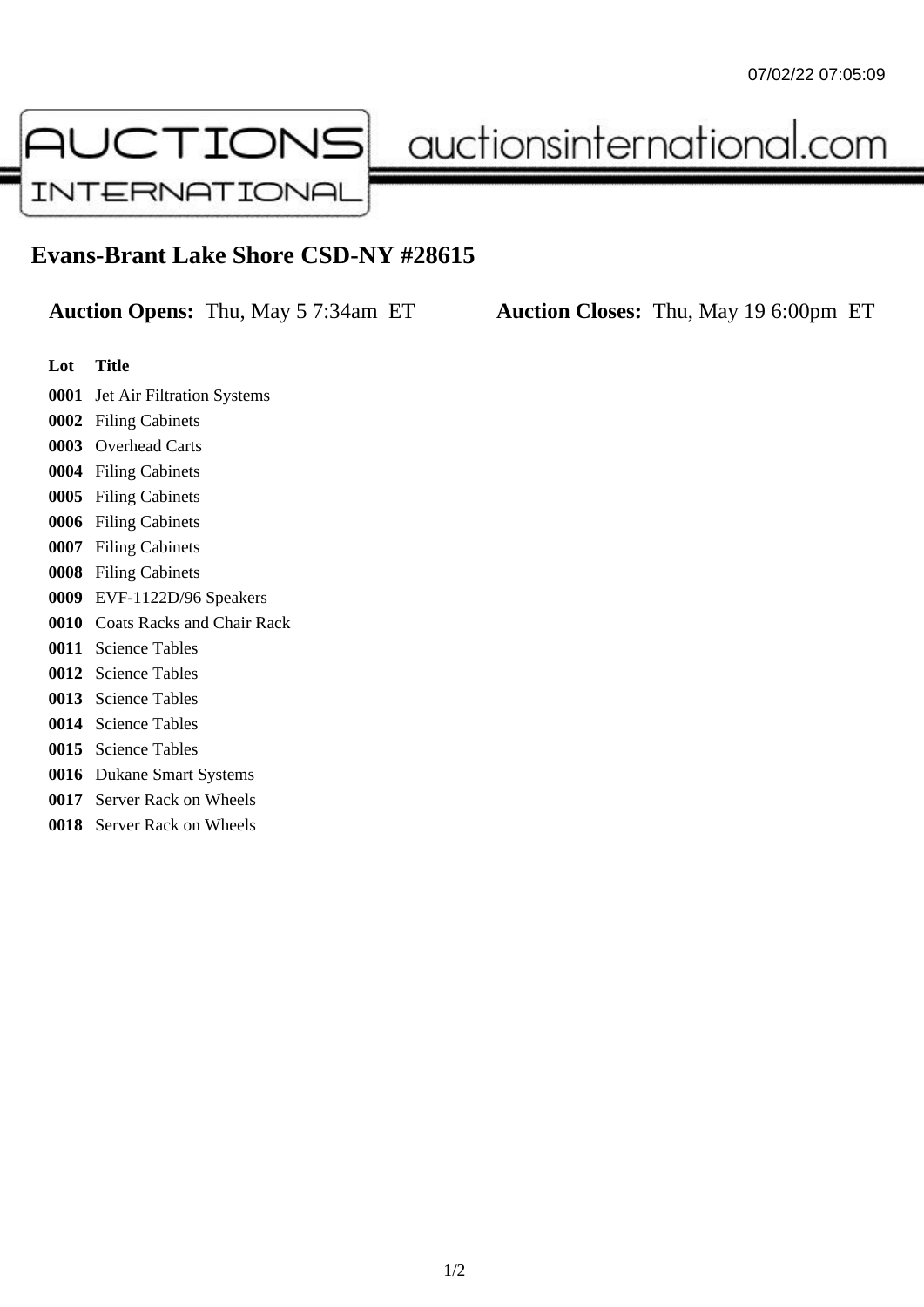07/02/22 07:05:09

AUCTIONS INTERNATIONAL auctionsinternational.com

# Evans-Brant Lake Shore CSD-NY #28615

**Auction Opens:** Thu, May 5 7:34am ET **Auction Closes:** Thu, May 19 6:00pm ET

| Lot | Title |
|---|---|
| **0001** | Jet Air Filtration Systems |
| **0002** | Filing Cabinets |
| **0003** | Overhead Carts |
| **0004** | Filing Cabinets |
| **0005** | Filing Cabinets |
| **0006** | Filing Cabinets |
| **0007** | Filing Cabinets |
| **0008** | Filing Cabinets |
| **0009** | EVF-1122D/96 Speakers |
| **0010** | Coats Racks and Chair Rack |
| **0011** | Science Tables |
| **0012** | Science Tables |
| **0013** | Science Tables |
| **0014** | Science Tables |
| **0015** | Science Tables |
| **0016** | Dukane Smart Systems |
| **0017** | Server Rack on Wheels |
| **0018** | Server Rack on Wheels |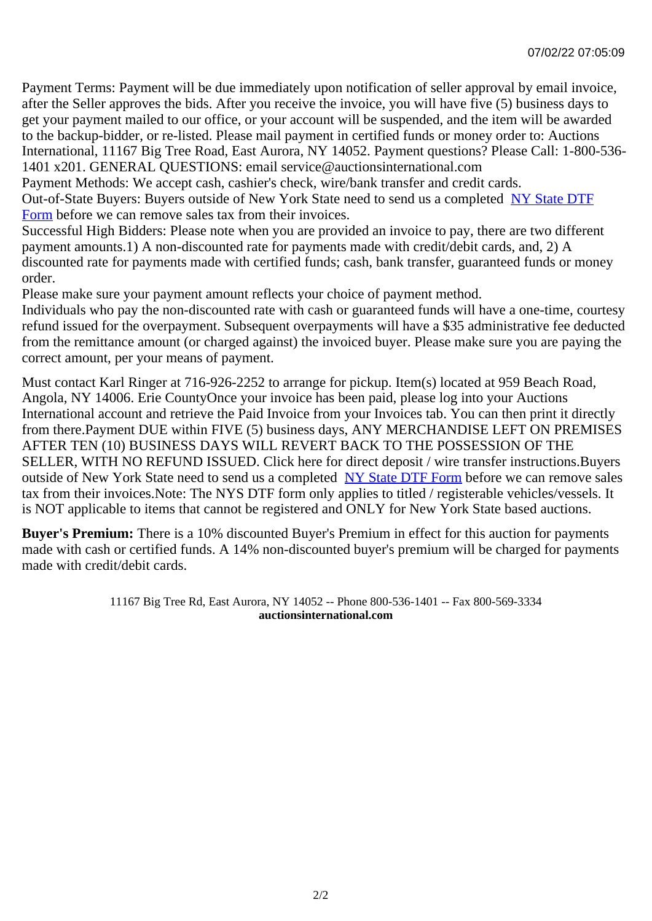Payment Terms: Payment will be due immediately upon notification of seller approval by email invoice, after the Seller approves the bids. After you receive the invoice, you will have five (5) business days to get your payment mailed to our office, or your account will be suspended, and the item will be awarded to the backup-bidder, or re-listed. Please mail payment in certified funds or money order to: Auctions International, 11167 Big Tree Road, East Aurora, NY 14052. Payment questions? Please Call: 1-800-536-1401 x201. GENERAL QUESTIONS: email service@auctionsinternational.com

Payment Methods: We accept cash, cashier's check, wire/bank transfer and credit cards.

Out-of-State Buyers: Buyers outside of New York State need to send us a completed NY State DTF Form before we can remove sales tax from their invoices.

Successful High Bidders: Please note when you are provided an invoice to pay, there are two different payment amounts.1) A non-discounted rate for payments made with credit/debit cards, and, 2) A discounted rate for payments made with certified funds; cash, bank transfer, guaranteed funds or money order.

Please make sure your payment amount reflects your choice of payment method.

Individuals who pay the non-discounted rate with cash or guaranteed funds will have a one-time, courtesy refund issued for the overpayment. Subsequent overpayments will have a $35 administrative fee deducted from the remittance amount (or charged against) the invoiced buyer. Please make sure you are paying the correct amount, per your means of payment.

Must contact Karl Ringer at 716-926-2252 to arrange for pickup. Item(s) located at 959 Beach Road, Angola, NY 14006. Erie CountyOnce your invoice has been paid, please log into your Auctions International account and retrieve the Paid Invoice from your Invoices tab. You can then print it directly from there.Payment DUE within FIVE (5) business days, ANY MERCHANDISE LEFT ON PREMISES AFTER TEN (10) BUSINESS DAYS WILL REVERT BACK TO THE POSSESSION OF THE SELLER, WITH NO REFUND ISSUED. Click here for direct deposit / wire transfer instructions.Buyers outside of New York State need to send us a completed NY State DTF Form before we can remove sales tax from their invoices.Note: The NYS DTF form only applies to titled / registerable vehicles/vessels. It is NOT applicable to items that cannot be registered and ONLY for New York State based auctions.

**Buyer's Premium:** There is a 10% discounted Buyer's Premium in effect for this auction for payments made with cash or certified funds. A 14% non-discounted buyer's premium will be charged for payments made with credit/debit cards.